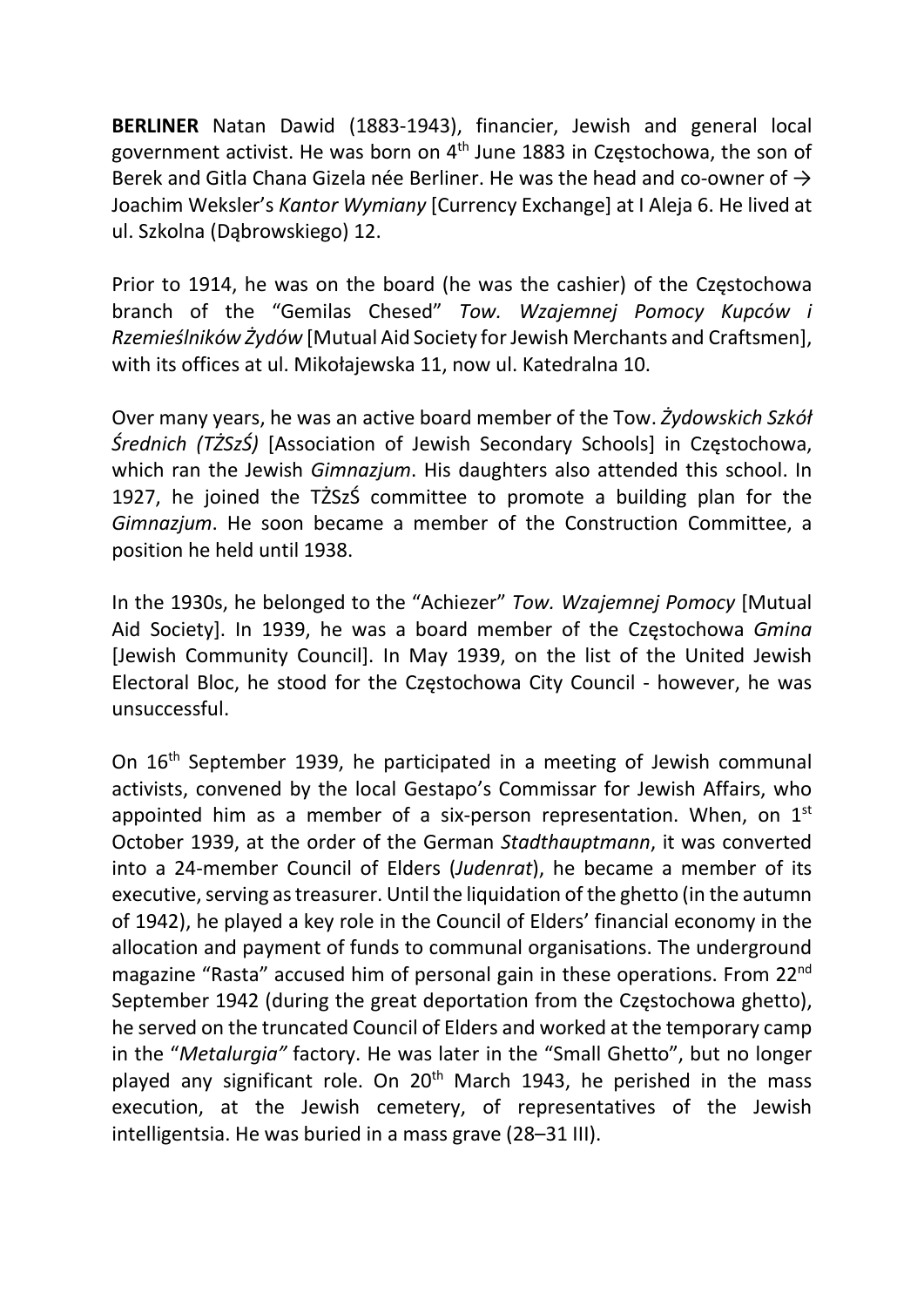**BERLINER** Natan Dawid (1883-1943), financier, Jewish and general local government activist. He was born on 4th June 1883 in Częstochowa, the son of Berek and Gitla Chana Gizela née Berliner. He was the head and co-owner of → Joachim Weksler's *Kantor Wymiany* [Currency Exchange] at I Aleja 6. He lived at ul. Szkolna (Dąbrowskiego) 12.

Prior to 1914, he was on the board (he was the cashier) of the Częstochowa branch of the "Gemilas Chesed" *Tow. Wzajemnej Pomocy Kupców i Rzemieślników Żydów* [Mutual Aid Society for Jewish Merchants and Craftsmen], with its offices at ul. Mikołajewska 11, now ul. Katedralna 10.

Over many years, he was an active board member of the Tow. *Żydowskich Szkół Średnich (TŻSzŚ)* [Association of Jewish Secondary Schools] in Częstochowa, which ran the Jewish *Gimnazjum*. His daughters also attended this school. In 1927, he joined the TŻSzŚ committee to promote a building plan for the *Gimnazjum*. He soon became a member of the Construction Committee, a position he held until 1938.

In the 1930s, he belonged to the "Achiezer" *Tow. Wzajemnej Pomocy* [Mutual Aid Society]. In 1939, he was a board member of the Częstochowa *Gmina* [Jewish Community Council]. In May 1939, on the list of the United Jewish Electoral Bloc, he stood for the Częstochowa City Council - however, he was unsuccessful.

On 16th September 1939, he participated in a meeting of Jewish communal activists, convened by the local Gestapo's Commissar for Jewish Affairs, who appointed him as a member of a six-person representation. When, on 1st October 1939, at the order of the German *Stadthauptmann*, it was converted into a 24-member Council of Elders (*Judenrat*), he became a member of its executive, serving as treasurer. Until the liquidation of the ghetto (in the autumn of 1942), he played a key role in the Council of Elders' financial economy in the allocation and payment of funds to communal organisations. The underground magazine "Rasta" accused him of personal gain in these operations. From 22nd September 1942 (during the great deportation from the Częstochowa ghetto), he served on the truncated Council of Elders and worked at the temporary camp in the "*Metalurgia"* factory. He was later in the "Small Ghetto", but no longer played any significant role. On 20th March 1943, he perished in the mass execution, at the Jewish cemetery, of representatives of the Jewish intelligentsia. He was buried in a mass grave (28–31 III).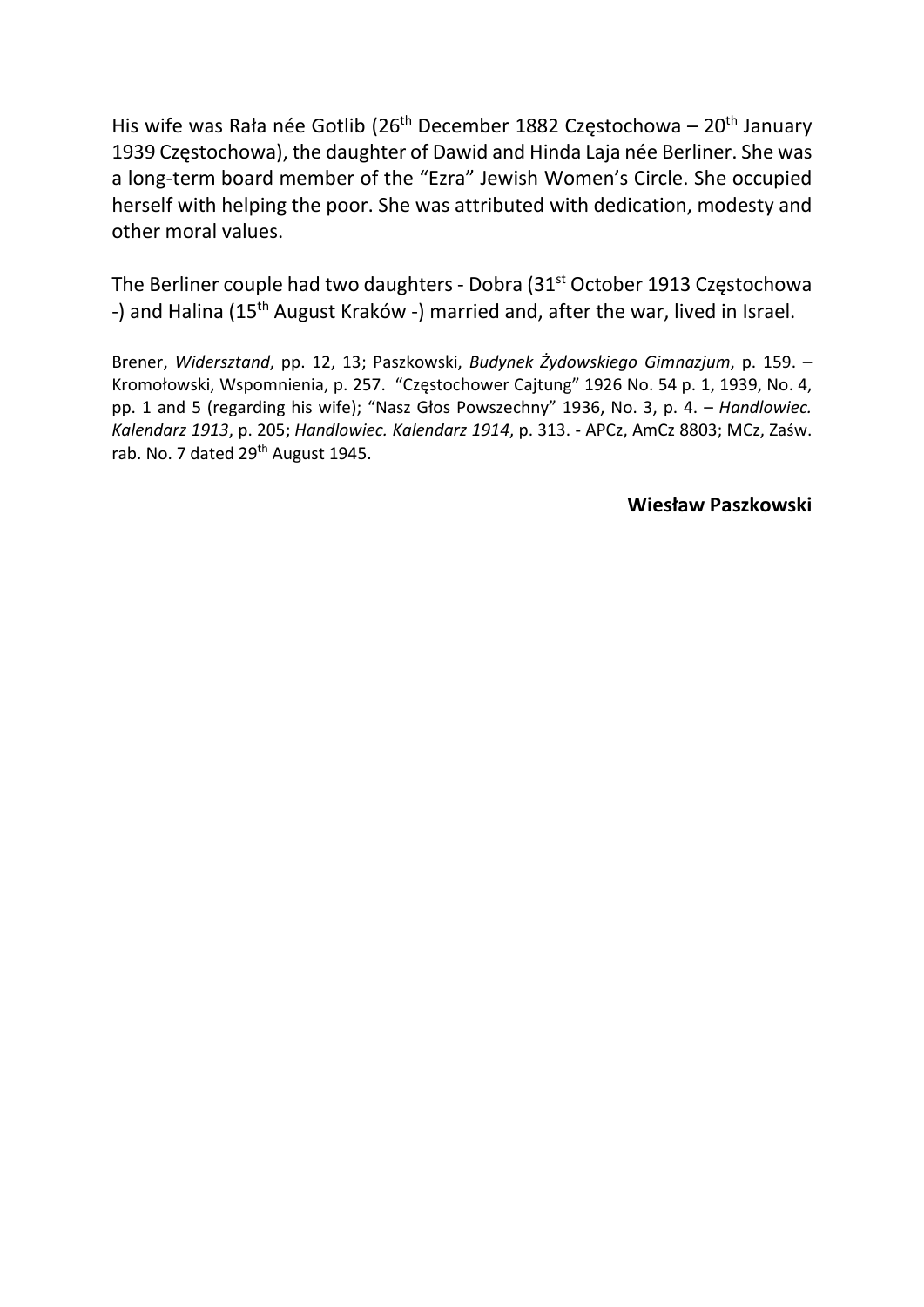His wife was Rała née Gotlib (26th December 1882 Częstochowa – 20th January 1939 Częstochowa), the daughter of Dawid and Hinda Laja née Berliner. She was a long-term board member of the "Ezra" Jewish Women's Circle. She occupied herself with helping the poor. She was attributed with dedication, modesty and other moral values.

The Berliner couple had two daughters - Dobra (31st October 1913 Częstochowa -) and Halina (15th August Kraków -) married and, after the war, lived in Israel.

Brener, *Widersztand*, pp. 12, 13; Paszkowski, *Budynek Żydowskiego Gimnazjum*, p. 159. – Kromołowski, Wspomnienia, p. 257. "Częstochower Cajtung" 1926 No. 54 p. 1, 1939, No. 4, pp. 1 and 5 (regarding his wife); "Nasz Głos Powszechny" 1936, No. 3, p. 4. – *Handlowiec. Kalendarz 1913*, p. 205; *Handlowiec. Kalendarz 1914*, p. 313. - APCz, AmCz 8803; MCz, Zaśw. rab. No. 7 dated 29th August 1945.

**Wiesław Paszkowski**